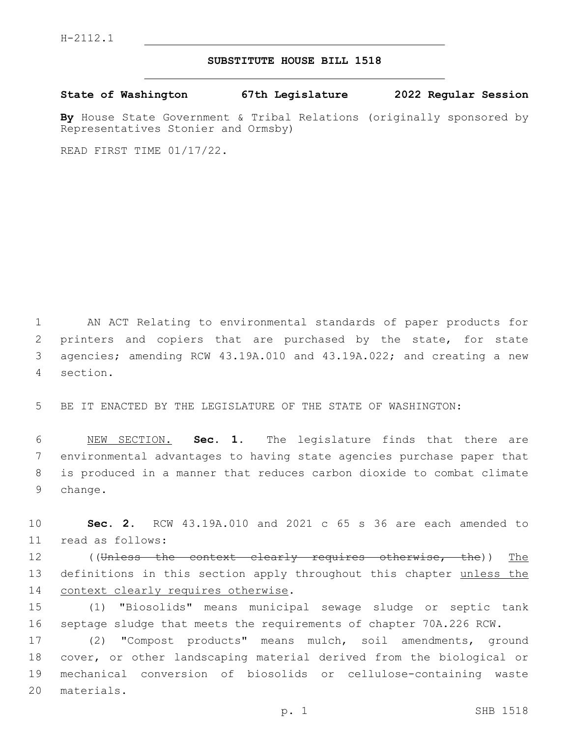H-2112.1

# SUBSTITUTE HOUSE BILL 1518

**State of Washington 67th Legislature 2022 Regular Session**

**By** House State Government & Tribal Relations (originally sponsored by Representatives Stonier and Ormsby)

READ FIRST TIME 01/17/22.

AN ACT Relating to environmental standards of paper products for printers and copiers that are purchased by the state, for state agencies; amending RCW 43.19A.010 and 43.19A.022; and creating a new section.

BE IT ENACTED BY THE LEGISLATURE OF THE STATE OF WASHINGTON:

NEW SECTION. **Sec. 1.** The legislature finds that there are environmental advantages to having state agencies purchase paper that is produced in a manner that reduces carbon dioxide to combat climate change.

**Sec. 2.** RCW 43.19A.010 and 2021 c 65 s 36 are each amended to read as follows:

((~~Unless the context clearly requires otherwise, the~~)) The definitions in this section apply throughout this chapter unless the context clearly requires otherwise.

(1) "Biosolids" means municipal sewage sludge or septic tank septage sludge that meets the requirements of chapter 70A.226 RCW.

(2) "Compost products" means mulch, soil amendments, ground cover, or other landscaping material derived from the biological or mechanical conversion of biosolids or cellulose-containing waste materials.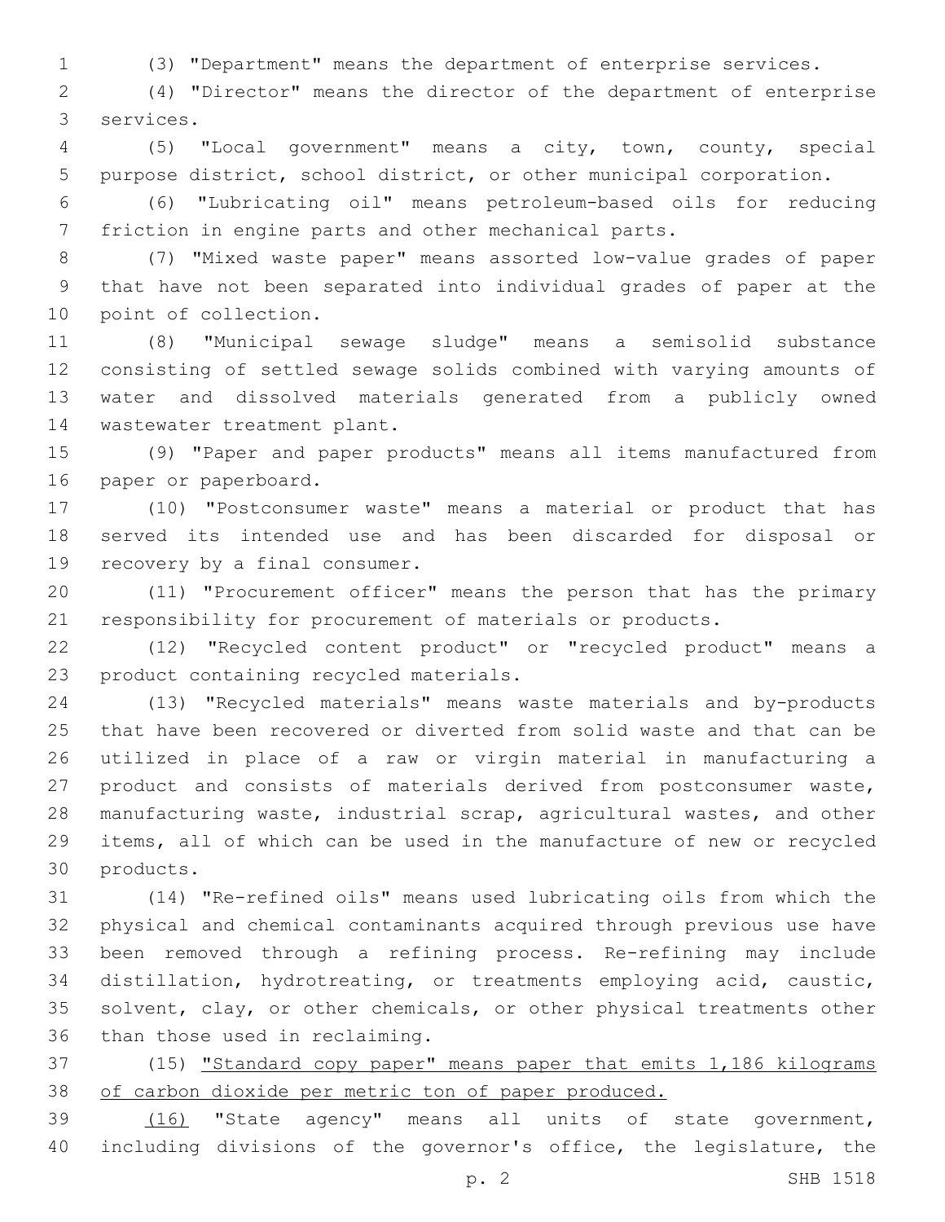(3) "Department" means the department of enterprise services.

(4) "Director" means the director of the department of enterprise services.

(5) "Local government" means a city, town, county, special purpose district, school district, or other municipal corporation.

(6) "Lubricating oil" means petroleum-based oils for reducing friction in engine parts and other mechanical parts.

(7) "Mixed waste paper" means assorted low-value grades of paper that have not been separated into individual grades of paper at the point of collection.

(8) "Municipal sewage sludge" means a semisolid substance consisting of settled sewage solids combined with varying amounts of water and dissolved materials generated from a publicly owned wastewater treatment plant.

(9) "Paper and paper products" means all items manufactured from paper or paperboard.

(10) "Postconsumer waste" means a material or product that has served its intended use and has been discarded for disposal or recovery by a final consumer.

(11) "Procurement officer" means the person that has the primary responsibility for procurement of materials or products.

(12) "Recycled content product" or "recycled product" means a product containing recycled materials.

(13) "Recycled materials" means waste materials and by-products that have been recovered or diverted from solid waste and that can be utilized in place of a raw or virgin material in manufacturing a product and consists of materials derived from postconsumer waste, manufacturing waste, industrial scrap, agricultural wastes, and other items, all of which can be used in the manufacture of new or recycled products.

(14) "Re-refined oils" means used lubricating oils from which the physical and chemical contaminants acquired through previous use have been removed through a refining process. Re-refining may include distillation, hydrotreating, or treatments employing acid, caustic, solvent, clay, or other chemicals, or other physical treatments other than those used in reclaiming.

(15) <u>"Standard copy paper" means paper that emits 1,186 kilograms of carbon dioxide per metric ton of paper produced.</u>

<u>(16)</u> "State agency" means all units of state government, including divisions of the governor's office, the legislature, the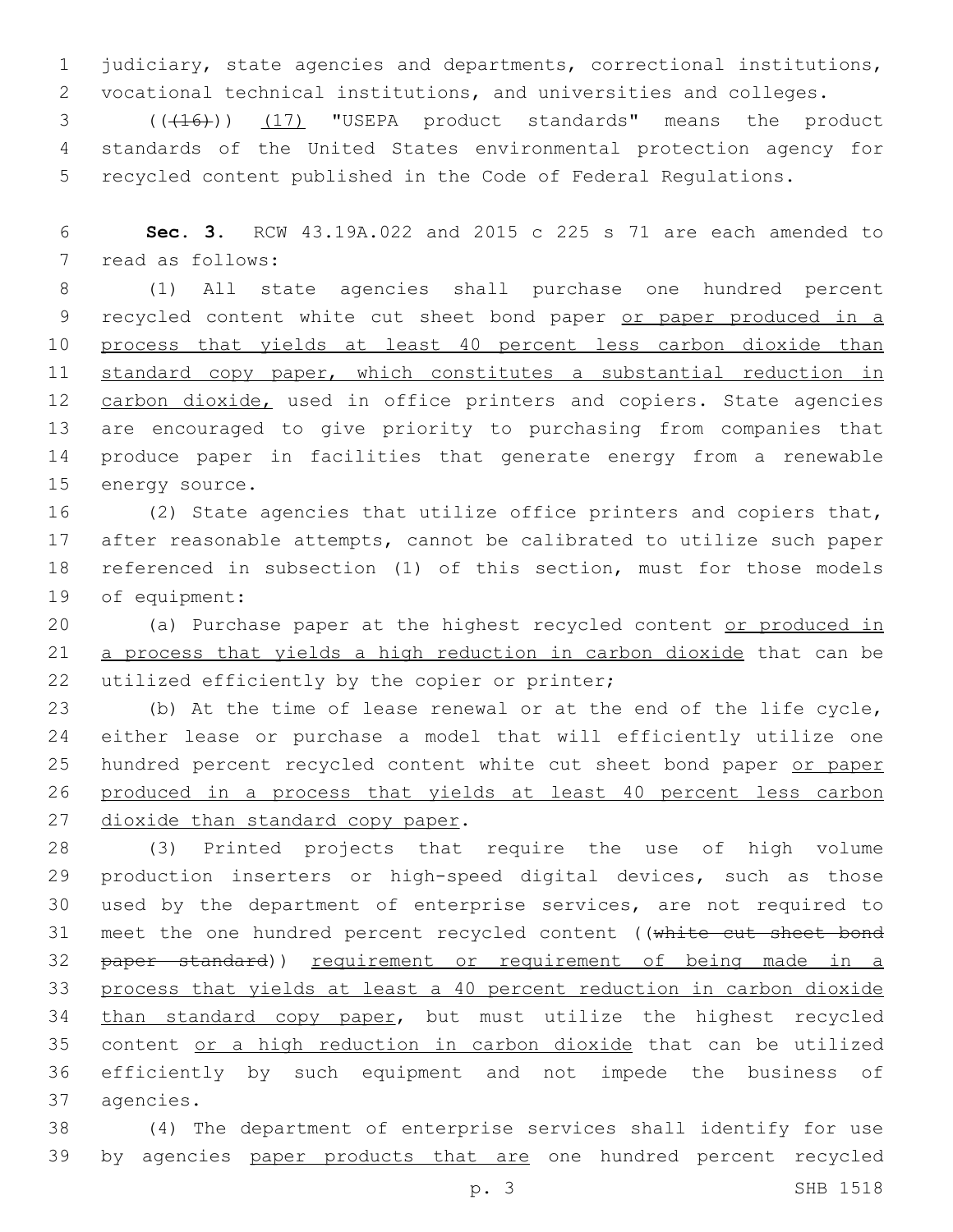judiciary, state agencies and departments, correctional institutions, vocational technical institutions, and universities and colleges.

(((16))) (17) "USEPA product standards" means the product standards of the United States environmental protection agency for recycled content published in the Code of Federal Regulations.

**Sec. 3.** RCW 43.19A.022 and 2015 c 225 s 71 are each amended to read as follows:

(1) All state agencies shall purchase one hundred percent recycled content white cut sheet bond paper or paper produced in a process that yields at least 40 percent less carbon dioxide than standard copy paper, which constitutes a substantial reduction in carbon dioxide, used in office printers and copiers. State agencies are encouraged to give priority to purchasing from companies that produce paper in facilities that generate energy from a renewable energy source.

(2) State agencies that utilize office printers and copiers that, after reasonable attempts, cannot be calibrated to utilize such paper referenced in subsection (1) of this section, must for those models of equipment:

(a) Purchase paper at the highest recycled content or produced in a process that yields a high reduction in carbon dioxide that can be utilized efficiently by the copier or printer;

(b) At the time of lease renewal or at the end of the life cycle, either lease or purchase a model that will efficiently utilize one hundred percent recycled content white cut sheet bond paper or paper produced in a process that yields at least 40 percent less carbon dioxide than standard copy paper.

(3) Printed projects that require the use of high volume production inserters or high-speed digital devices, such as those used by the department of enterprise services, are not required to meet the one hundred percent recycled content ((~~white cut sheet bond paper standard~~)) requirement or requirement of being made in a process that yields at least a 40 percent reduction in carbon dioxide than standard copy paper, but must utilize the highest recycled content or a high reduction in carbon dioxide that can be utilized efficiently by such equipment and not impede the business of agencies.

(4) The department of enterprise services shall identify for use by agencies paper products that are one hundred percent recycled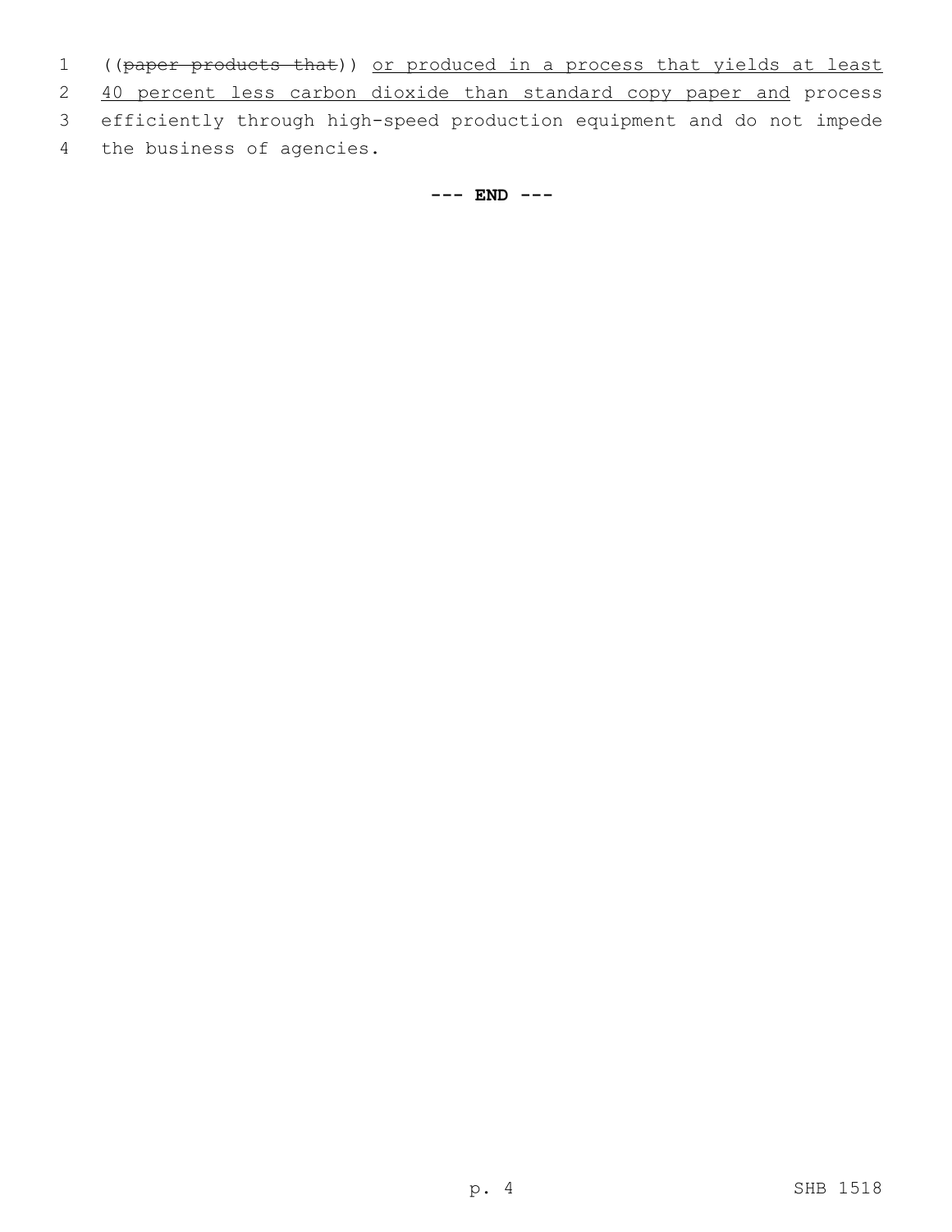((~~paper products that~~)) <u>or produced in a process that yields at least 40 percent less carbon dioxide than standard copy paper and</u> process efficiently through high-speed production equipment and do not impede the business of agencies.

**--- END ---**